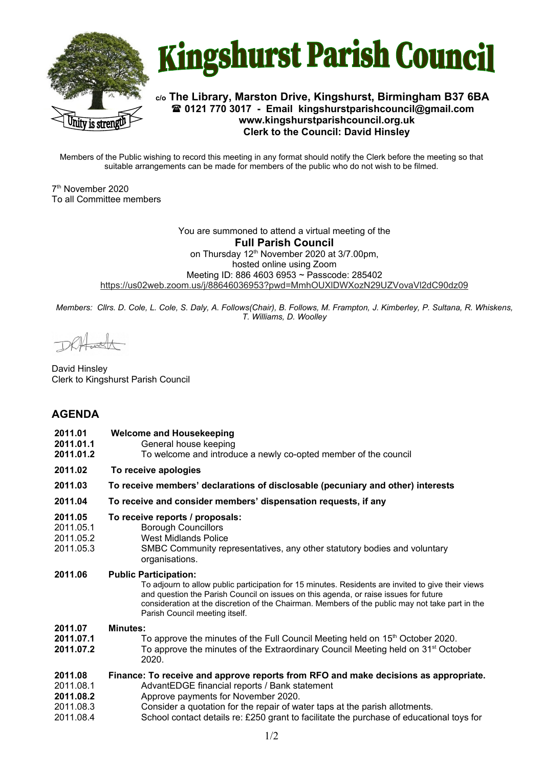# Kingshurst Parish Council

**c/o The Library, Marston Drive, Kingshurst, Birmingham B37 6BA**
**☎ 0121 770 3017 - Email kingshurstparishcouncil@gmail.com**
**www.kingshurstparishcouncil.org.uk**
**Clerk to the Council: David Hinsley**

Unity is strength

Members of the Public wishing to record this meeting in any format should notify the Clerk before the meeting so that suitable arrangements can be made for members of the public who do not wish to be filmed.

7th November 2020
To all Committee members

You are summoned to attend a virtual meeting of the
**Full Parish Council**
on Thursday 12th November 2020 at 3/7.00pm,
hosted online using Zoom
Meeting ID: 886 4603 6953 ~ Passcode: 285402
https://us02web.zoom.us/j/88646036953?pwd=MmhOUXlDWXozN29UZVovaVl2dC90dz09

*Members: Cllrs. D. Cole, L. Cole, S. Daly, A. Follows(Chair), B. Follows, M. Frampton, J. Kimberley, P. Sultana, R. Whiskens, T. Williams, D. Woolley*

David Hinsley
Clerk to Kingshurst Parish Council

## AGENDA

**2011.01 Welcome and Housekeeping**
- **2011.01.1** General house keeping
- **2011.01.2** To welcome and introduce a newly co-opted member of the council

**2011.02 To receive apologies**

**2011.03 To receive members' declarations of disclosable (pecuniary and other) interests**

**2011.04 To receive and consider members' dispensation requests, if any**

**2011.05 To receive reports / proposals:**
- 2011.05.1 Borough Councillors
- 2011.05.2 West Midlands Police
- 2011.05.3 SMBC Community representatives, any other statutory bodies and voluntary organisations.

**2011.06 Public Participation:**
To adjourn to allow public participation for 15 minutes. Residents are invited to give their views and question the Parish Council on issues on this agenda, or raise issues for future consideration at the discretion of the Chairman. Members of the public may not take part in the Parish Council meeting itself.

**2011.07 Minutes:**
- **2011.07.1** To approve the minutes of the Full Council Meeting held on 15th October 2020.
- **2011.07.2** To approve the minutes of the Extraordinary Council Meeting held on 31st October 2020.

**2011.08 Finance: To receive and approve reports from RFO and make decisions as appropriate.**
- 2011.08.1 AdvantEDGE financial reports / Bank statement
- **2011.08.2** Approve payments for November 2020.
- 2011.08.3 Consider a quotation for the repair of water taps at the parish allotments.
- 2011.08.4 School contact details re: £250 grant to facilitate the purchase of educational toys for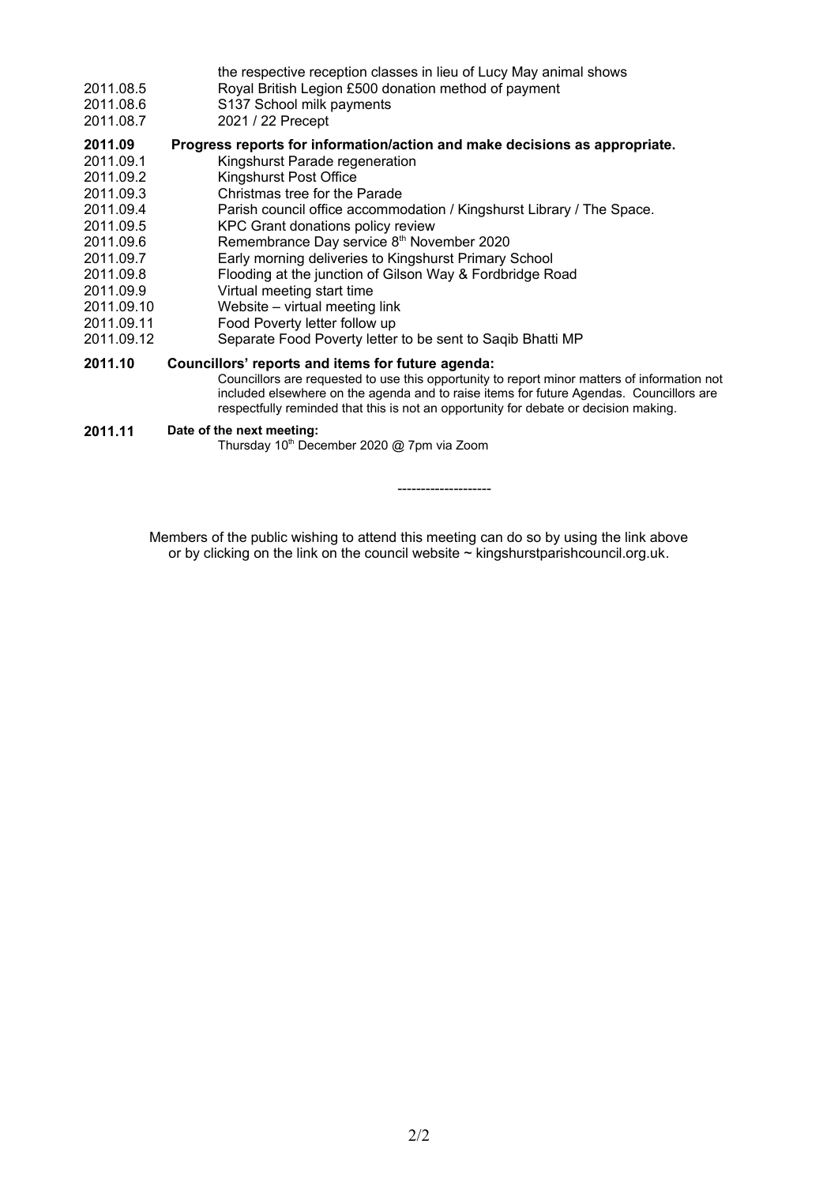the respective reception classes in lieu of Lucy May animal shows

2011.08.5 Royal British Legion £500 donation method of payment

2011.08.6 S137 School milk payments

2011.08.7 2021 / 22 Precept

**2011.09 Progress reports for information/action and make decisions as appropriate.**

2011.09.1 Kingshurst Parade regeneration

2011.09.2 Kingshurst Post Office

2011.09.3 Christmas tree for the Parade

2011.09.4 Parish council office accommodation / Kingshurst Library / The Space.

2011.09.5 KPC Grant donations policy review

2011.09.6 Remembrance Day service 8th November 2020

2011.09.7 Early morning deliveries to Kingshurst Primary School

2011.09.8 Flooding at the junction of Gilson Way & Fordbridge Road

2011.09.9 Virtual meeting start time

2011.09.10 Website – virtual meeting link

2011.09.11 Food Poverty letter follow up

2011.09.12 Separate Food Poverty letter to be sent to Saqib Bhatti MP

**2011.10 Councillors' reports and items for future agenda:**

Councillors are requested to use this opportunity to report minor matters of information not included elsewhere on the agenda and to raise items for future Agendas. Councillors are respectfully reminded that this is not an opportunity for debate or decision making.

**2011.11 Date of the next meeting:**

Thursday 10th December 2020 @ 7pm via Zoom

--------------------

Members of the public wishing to attend this meeting can do so by using the link above or by clicking on the link on the council website ~ kingshurstparishcouncil.org.uk.